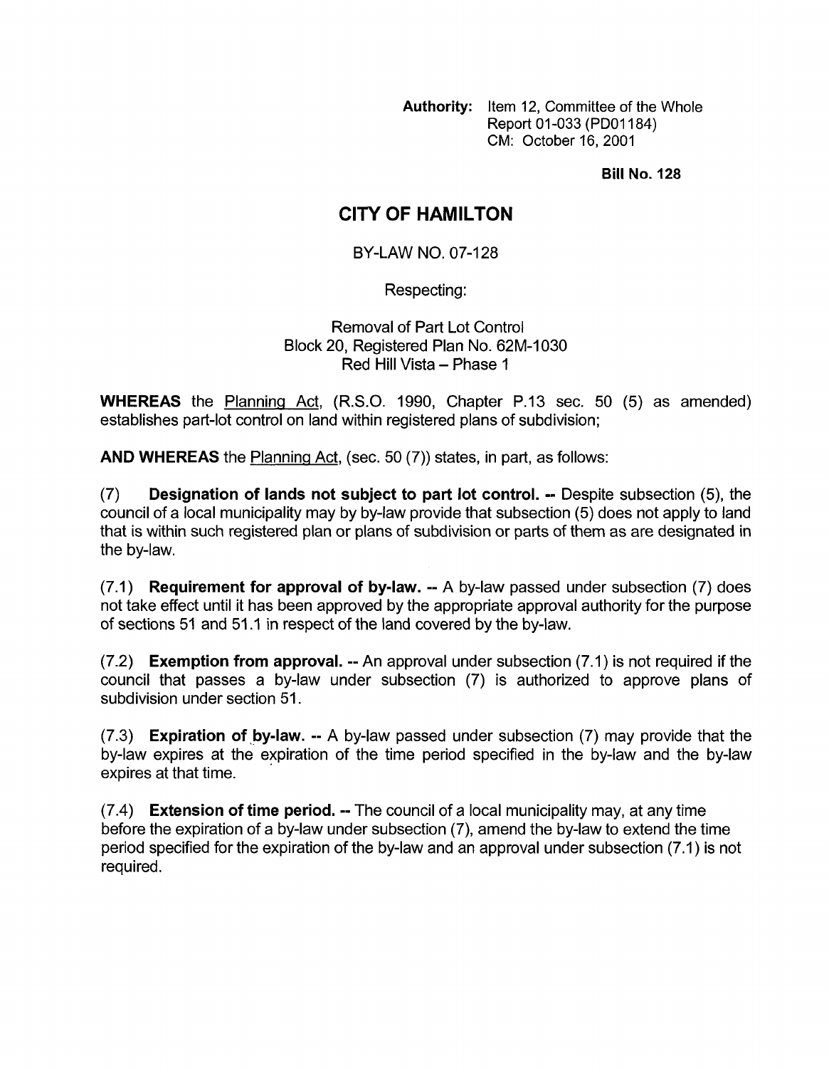**Authority:** Item 12, Committee of the Whole
Report 01-033 (PD01184)
CM: October 16, 2001

**Bill No. 128**

# CITY OF HAMILTON

BY-LAW NO. 07-128

Respecting:

Removal of Part Lot Control
Block 20, Registered Plan No. 62M-1030
Red Hill Vista – Phase 1

**WHEREAS** the Planning Act, (R.S.O. 1990, Chapter P.13 sec. 50 (5) as amended) establishes part-lot control on land within registered plans of subdivision;

**AND WHEREAS** the Planning Act, (sec. 50 (7)) states, in part, as follows:

(7) **Designation of lands not subject to part lot control. --** Despite subsection (5), the council of a local municipality may by by-law provide that subsection (5) does not apply to land that is within such registered plan or plans of subdivision or parts of them as are designated in the by-law.

(7.1) **Requirement for approval of by-law. --** A by-law passed under subsection (7) does not take effect until it has been approved by the appropriate approval authority for the purpose of sections 51 and 51.1 in respect of the land covered by the by-law.

(7.2) **Exemption from approval. --** An approval under subsection (7.1) is not required if the council that passes a by-law under subsection (7) is authorized to approve plans of subdivision under section 51.

(7.3) **Expiration of by-law. --** A by-law passed under subsection (7) may provide that the by-law expires at the expiration of the time period specified in the by-law and the by-law expires at that time.

(7.4) **Extension of time period. --** The council of a local municipality may, at any time before the expiration of a by-law under subsection (7), amend the by-law to extend the time period specified for the expiration of the by-law and an approval under subsection (7.1) is not required.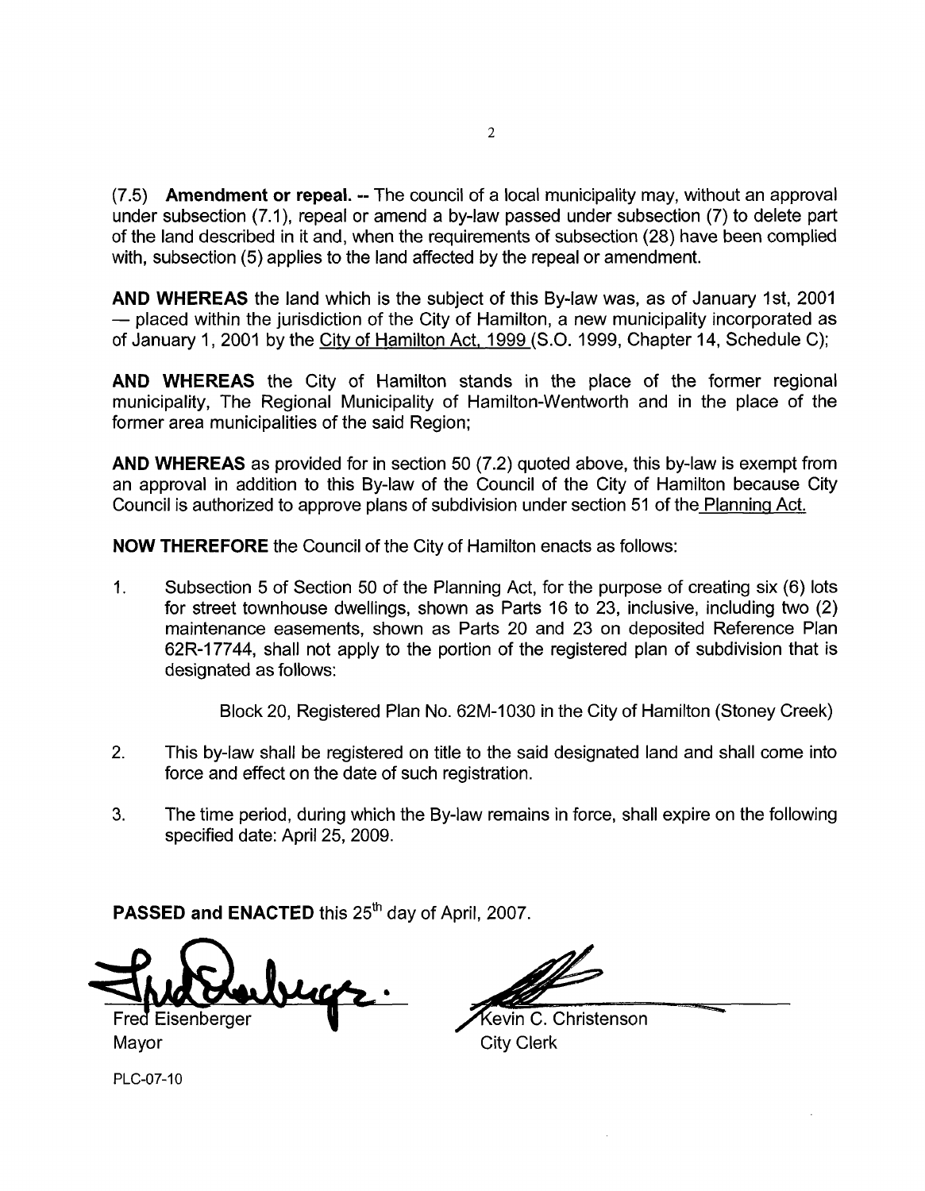(7.5) **Amendment or repeal.** -- The council of a local municipality may, without an approval under subsection (7.1), repeal or amend a by-law passed under subsection (7) to delete part of the land described in it and, when the requirements of subsection (28) have been complied with, subsection (5) applies to the land affected by the repeal or amendment.

**AND WHEREAS** the land which is the subject of this By-law was, as of January 1st, 2001 — placed within the jurisdiction of the City of Hamilton, a new municipality incorporated as of January 1, 2001 by the City of Hamilton Act, 1999 (S.O. 1999, Chapter 14, Schedule C);

**AND WHEREAS** the City of Hamilton stands in the place of the former regional municipality, The Regional Municipality of Hamilton-Wentworth and in the place of the former area municipalities of the said Region;

**AND WHEREAS** as provided for in section 50 (7.2) quoted above, this by-law is exempt from an approval in addition to this By-law of the Council of the City of Hamilton because City Council is authorized to approve plans of subdivision under section 51 of the Planning Act.

**NOW THEREFORE** the Council of the City of Hamilton enacts as follows:

1. Subsection 5 of Section 50 of the Planning Act, for the purpose of creating six (6) lots for street townhouse dwellings, shown as Parts 16 to 23, inclusive, including two (2) maintenance easements, shown as Parts 20 and 23 on deposited Reference Plan 62R-17744, shall not apply to the portion of the registered plan of subdivision that is designated as follows:

   Block 20, Registered Plan No. 62M-1030 in the City of Hamilton (Stoney Creek)

2. This by-law shall be registered on title to the said designated land and shall come into force and effect on the date of such registration.

3. The time period, during which the By-law remains in force, shall expire on the following specified date: April 25, 2009.

**PASSED and ENACTED** this 25th day of April, 2007.

Fred Eisenberger
Mayor

Kevin C. Christenson
City Clerk

PLC-07-10